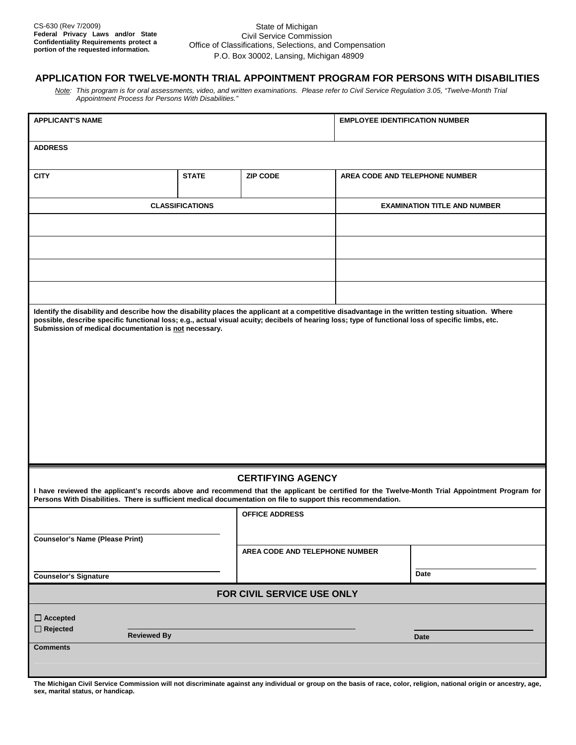CS-630 (Rev 7/2009)
**Federal Privacy Laws and/or State Confidentiality Requirements protect a portion of the requested information.**

State of Michigan
Civil Service Commission
Office of Classifications, Selections, and Compensation
P.O. Box 30002, Lansing, Michigan 48909

# APPLICATION FOR TWELVE-MONTH TRIAL APPOINTMENT PROGRAM FOR PERSONS WITH DISABILITIES

*Note: This program is for oral assessments, video, and written examinations. Please refer to Civil Service Regulation 3.05, "Twelve-Month Trial Appointment Process for Persons With Disabilities."*

| APPLICANT'S NAME | | | EMPLOYEE IDENTIFICATION NUMBER |
|---|---|---|---|
| **ADDRESS** | | | |
| **CITY** | **STATE** | **ZIP CODE** | **AREA CODE AND TELEPHONE NUMBER** |

| CLASSIFICATIONS | EXAMINATION TITLE AND NUMBER |
|---|---|
| | |
| | |
| | |
| | |

**Identify the disability and describe how the disability places the applicant at a competitive disadvantage in the written testing situation. Where possible, describe specific functional loss; e.g., actual visual acuity; decibels of hearing loss; type of functional loss of specific limbs, etc. Submission of medical documentation is not necessary.**

## CERTIFYING AGENCY

**I have reviewed the applicant's records above and recommend that the applicant be certified for the Twelve-Month Trial Appointment Program for Persons With Disabilities. There is sufficient medical documentation on file to support this recommendation.**

| | | |
|---|---|---|
| **Counselor's Name (Please Print)** | **OFFICE ADDRESS** | |
| **Counselor's Signature** | **AREA CODE AND TELEPHONE NUMBER** | **Date** |

## FOR CIVIL SERVICE USE ONLY

☐ **Accepted**
☐ **Rejected**

**Reviewed By** **Date**

**Comments**

**The Michigan Civil Service Commission will not discriminate against any individual or group on the basis of race, color, religion, national origin or ancestry, age, sex, marital status, or handicap.**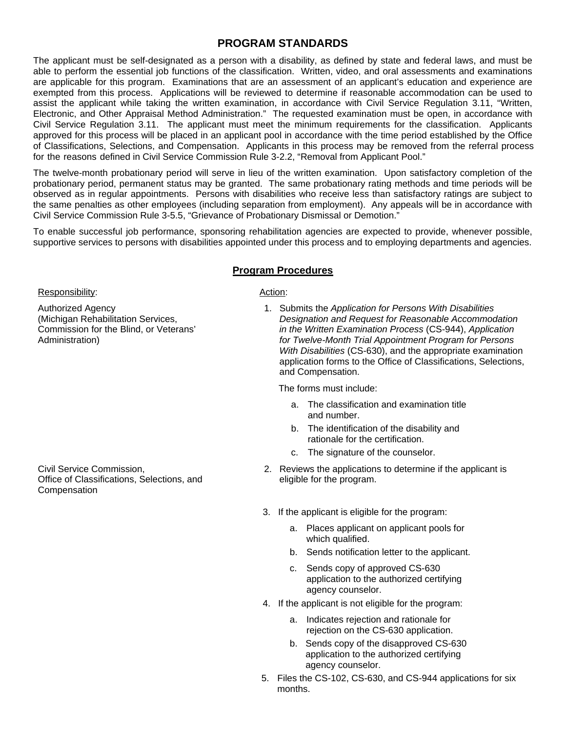# PROGRAM STANDARDS

The applicant must be self-designated as a person with a disability, as defined by state and federal laws, and must be able to perform the essential job functions of the classification. Written, video, and oral assessments and examinations are applicable for this program. Examinations that are an assessment of an applicant's education and experience are exempted from this process. Applications will be reviewed to determine if reasonable accommodation can be used to assist the applicant while taking the written examination, in accordance with Civil Service Regulation 3.11, "Written, Electronic, and Other Appraisal Method Administration." The requested examination must be open, in accordance with Civil Service Regulation 3.11. The applicant must meet the minimum requirements for the classification. Applicants approved for this process will be placed in an applicant pool in accordance with the time period established by the Office of Classifications, Selections, and Compensation. Applicants in this process may be removed from the referral process for the reasons defined in Civil Service Commission Rule 3-2.2, "Removal from Applicant Pool."

The twelve-month probationary period will serve in lieu of the written examination. Upon satisfactory completion of the probationary period, permanent status may be granted. The same probationary rating methods and time periods will be observed as in regular appointments. Persons with disabilities who receive less than satisfactory ratings are subject to the same penalties as other employees (including separation from employment). Any appeals will be in accordance with Civil Service Commission Rule 3-5.5, "Grievance of Probationary Dismissal or Demotion."

To enable successful job performance, sponsoring rehabilitation agencies are expected to provide, whenever possible, supportive services to persons with disabilities appointed under this process and to employing departments and agencies.

## Program Procedures

| Responsibility: | Action: |
|---|---|
| Authorized Agency (Michigan Rehabilitation Services, Commission for the Blind, or Veterans' Administration) | 1. Submits the *Application for Persons With Disabilities Designation and Request for Reasonable Accommodation in the Written Examination Process* (CS-944), *Application for Twelve-Month Trial Appointment Program for Persons With Disabilities* (CS-630), and the appropriate examination application forms to the Office of Classifications, Selections, and Compensation. The forms must include: a. The classification and examination title and number. b. The identification of the disability and rationale for the certification. c. The signature of the counselor. |
| Civil Service Commission, Office of Classifications, Selections, and Compensation | 2. Reviews the applications to determine if the applicant is eligible for the program. |
| | 3. If the applicant is eligible for the program: a. Places applicant on applicant pools for which qualified. b. Sends notification letter to the applicant. c. Sends copy of approved CS-630 application to the authorized certifying agency counselor. |
| | 4. If the applicant is not eligible for the program: a. Indicates rejection and rationale for rejection on the CS-630 application. b. Sends copy of the disapproved CS-630 application to the authorized certifying agency counselor. |
| | 5. Files the CS-102, CS-630, and CS-944 applications for six months. |